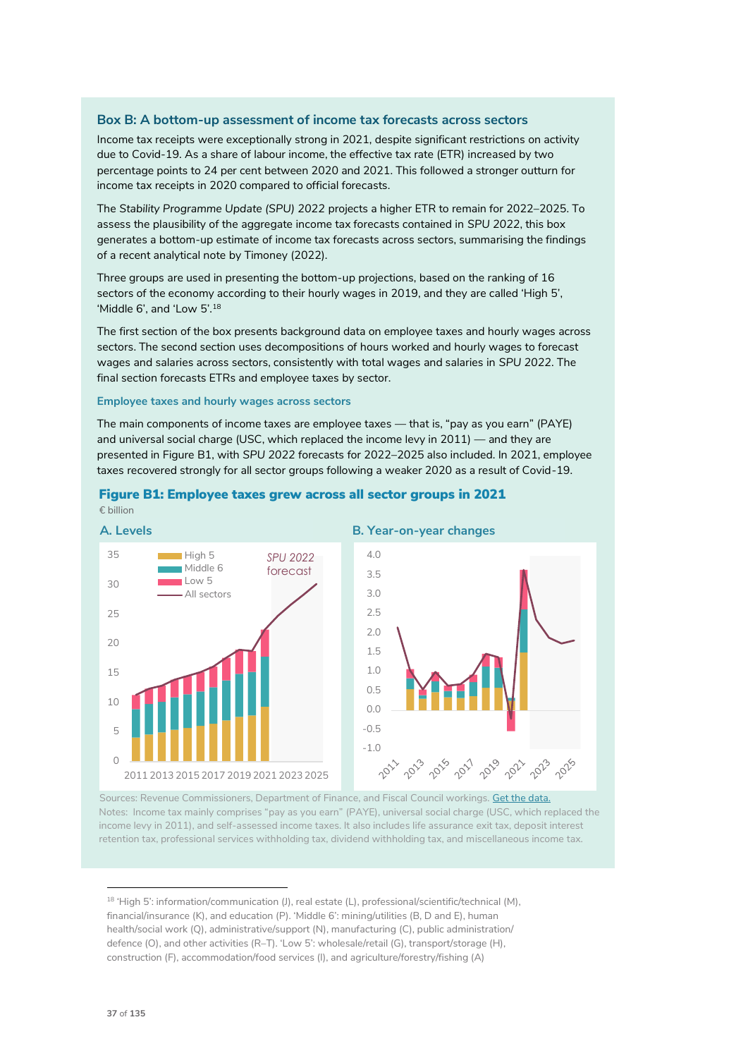## Box B: A bottom-up assessment of income tax forecasts across sectors

Income tax receipts were exceptionally strong in 2021, despite significant restrictions on activity due to Covid-19. As a share of labour income, the effective tax rate (ETR) increased by two percentage points to 24 per cent between 2020 and 2021. This followed a stronger outturn for income tax receipts in 2020 compared to official forecasts.

The *Stability Programme Update (SPU)* 2022 projects a higher ETR to remain for 2022–2025. To assess the plausibility of the aggregate income tax forecasts contained in *SPU* 2022, this box generates a bottom-up estimate of income tax forecasts across sectors, summarising the findings of a recent analytical note by Timoney (2022).

Three groups are used in presenting the bottom-up projections, based on the ranking of 16 sectors of the economy according to their hourly wages in 2019, and they are called 'High 5', 'Middle 6', and 'Low 5'.[18]

The first section of the box presents background data on employee taxes and hourly wages across sectors. The second section uses decompositions of hours worked and hourly wages to forecast wages and salaries across sectors, consistently with total wages and salaries in *SPU* 2022. The final section forecasts ETRs and employee taxes by sector.

### Employee taxes and hourly wages across sectors

The main components of income taxes are employee taxes — that is, "pay as you earn" (PAYE) and universal social charge (USC, which replaced the income levy in 2011) — and they are presented in Figure B1, with *SPU* 2022 forecasts for 2022–2025 also included. In 2021, employee taxes recovered strongly for all sector groups following a weaker 2020 as a result of Covid-19.

**Figure B1: Employee taxes grew across all sector groups in 2021**

€ billion

A. Levels

B. Year-on-year changes

Sources: Revenue Commissioners, Department of Finance, and Fiscal Council workings. Get the data.

Notes: Income tax mainly comprises "pay as you earn" (PAYE), universal social charge (USC, which replaced the income levy in 2011), and self-assessed income taxes. It also includes life assurance exit tax, deposit interest retention tax, professional services withholding tax, dividend withholding tax, and miscellaneous income tax.

---

[18] 'High 5': information/communication (J), real estate (L), professional/scientific/technical (M), financial/insurance (K), and education (P). 'Middle 6': mining/utilities (B, D and E), human health/social work (Q), administrative/support (N), manufacturing (C), public administration/defence (O), and other activities (R–T). 'Low 5': wholesale/retail (G), transport/storage (H), construction (F), accommodation/food services (I), and agriculture/forestry/fishing (A)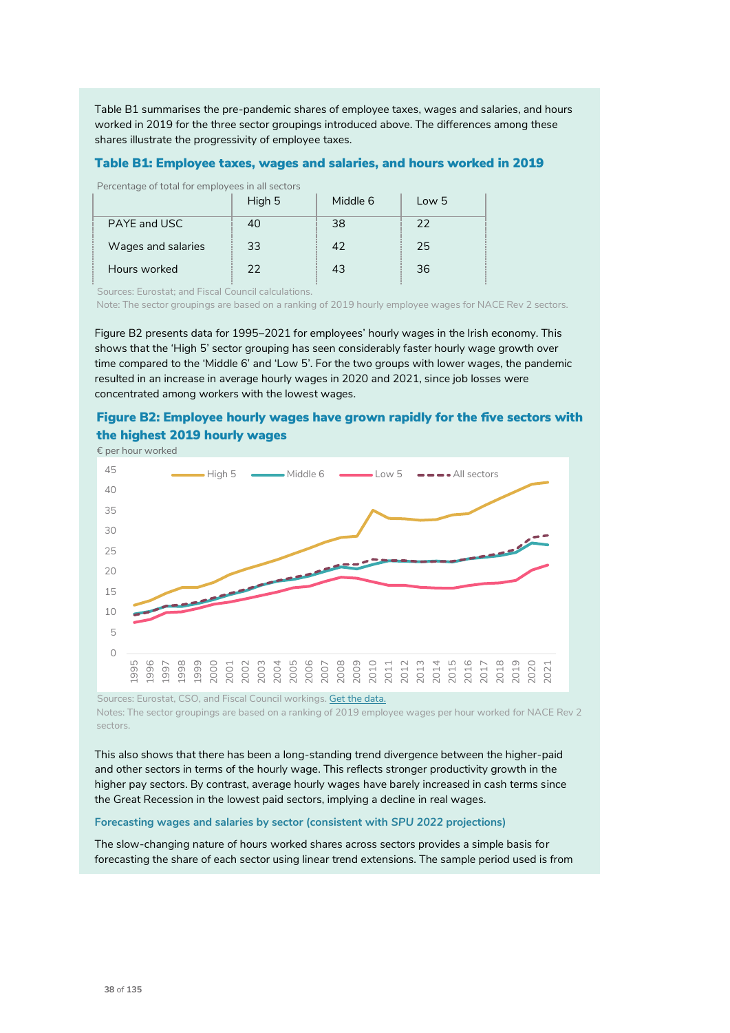Table B1 summarises the pre-pandemic shares of employee taxes, wages and salaries, and hours worked in 2019 for the three sector groupings introduced above. The differences among these shares illustrate the progressivity of employee taxes.

### Table B1: Employee taxes, wages and salaries, and hours worked in 2019

Percentage of total for employees in all sectors

| | High 5 | Middle 6 | Low 5 |
|---|---|---|---|
| PAYE and USC | 40 | 38 | 22 |
| Wages and salaries | 33 | 42 | 25 |
| Hours worked | 22 | 43 | 36 |

Sources: Eurostat; and Fiscal Council calculations.
Note: The sector groupings are based on a ranking of 2019 hourly employee wages for NACE Rev 2 sectors.

Figure B2 presents data for 1995–2021 for employees' hourly wages in the Irish economy. This shows that the 'High 5' sector grouping has seen considerably faster hourly wage growth over time compared to the 'Middle 6' and 'Low 5'. For the two groups with lower wages, the pandemic resulted in an increase in average hourly wages in 2020 and 2021, since job losses were concentrated among workers with the lowest wages.

### Figure B2: Employee hourly wages have grown rapidly for the five sectors with the highest 2019 hourly wages

€ per hour worked

Sources: Eurostat, CSO, and Fiscal Council workings. Get the data.
Notes: The sector groupings are based on a ranking of 2019 employee wages per hour worked for NACE Rev 2 sectors.

This also shows that there has been a long-standing trend divergence between the higher-paid and other sectors in terms of the hourly wage. This reflects stronger productivity growth in the higher pay sectors. By contrast, average hourly wages have barely increased in cash terms since the Great Recession in the lowest paid sectors, implying a decline in real wages.

#### Forecasting wages and salaries by sector (consistent with SPU 2022 projections)

The slow-changing nature of hours worked shares across sectors provides a simple basis for forecasting the share of each sector using linear trend extensions. The sample period used is from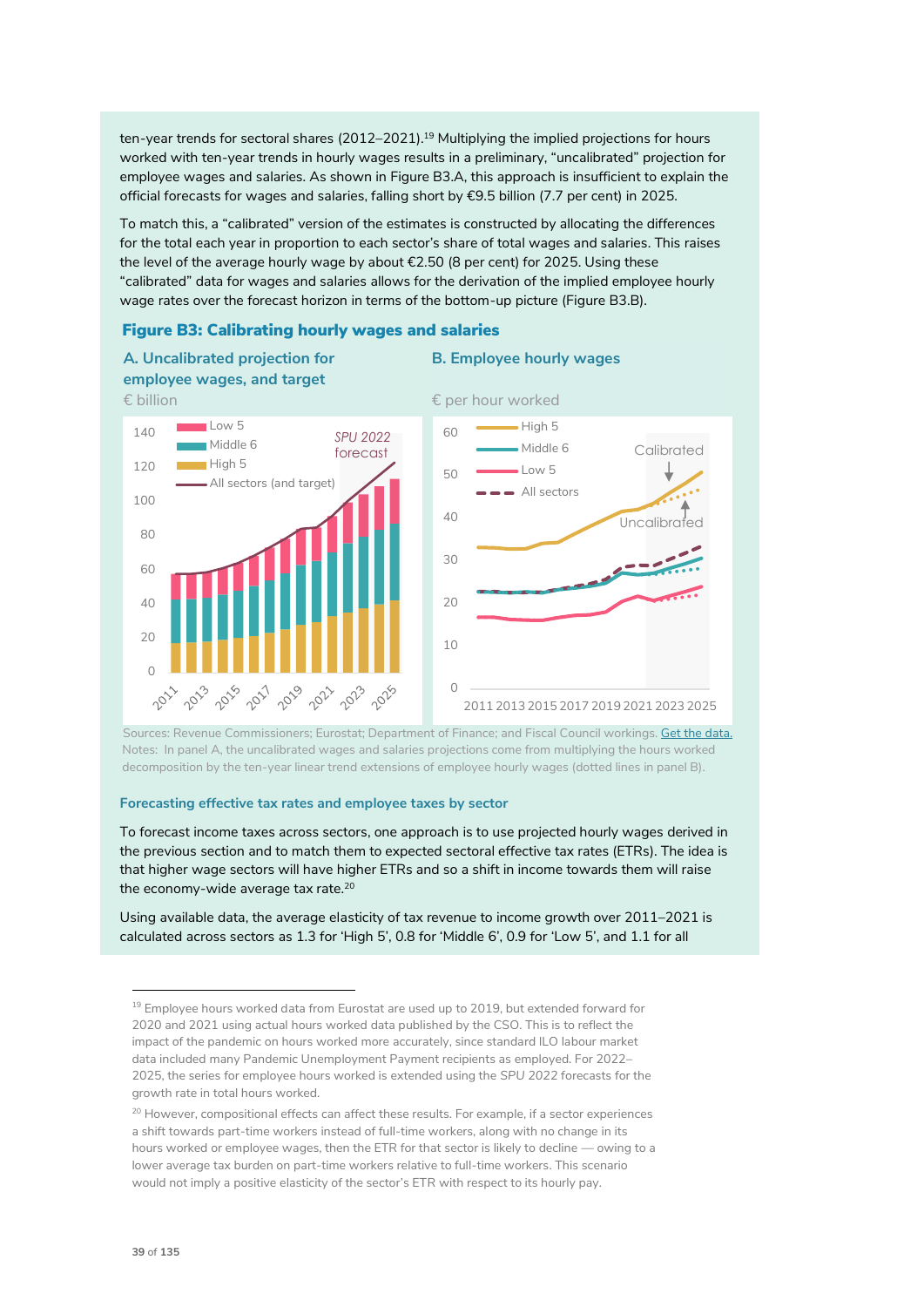ten-year trends for sectoral shares (2012–2021).[19] Multiplying the implied projections for hours worked with ten-year trends in hourly wages results in a preliminary, "uncalibrated" projection for employee wages and salaries. As shown in Figure B3.A, this approach is insufficient to explain the official forecasts for wages and salaries, falling short by €9.5 billion (7.7 per cent) in 2025.

To match this, a "calibrated" version of the estimates is constructed by allocating the differences for the total each year in proportion to each sector's share of total wages and salaries. This raises the level of the average hourly wage by about €2.50 (8 per cent) for 2025. Using these "calibrated" data for wages and salaries allows for the derivation of the implied employee hourly wage rates over the forecast horizon in terms of the bottom-up picture (Figure B3.B).

### Figure B3: Calibrating hourly wages and salaries

**A. Uncalibrated projection for employee wages, and target**

€ billion

**B. Employee hourly wages**

€ per hour worked

Sources: Revenue Commissioners; Eurostat; Department of Finance; and Fiscal Council workings. Get the data.
Notes: In panel A, the uncalibrated wages and salaries projections come from multiplying the hours worked decomposition by the ten-year linear trend extensions of employee hourly wages (dotted lines in panel B).

#### Forecasting effective tax rates and employee taxes by sector

To forecast income taxes across sectors, one approach is to use projected hourly wages derived in the previous section and to match them to expected sectoral effective tax rates (ETRs). The idea is that higher wage sectors will have higher ETRs and so a shift in income towards them will raise the economy-wide average tax rate.[20]

Using available data, the average elasticity of tax revenue to income growth over 2011–2021 is calculated across sectors as 1.3 for 'High 5', 0.8 for 'Middle 6', 0.9 for 'Low 5', and 1.1 for all

---

[19] Employee hours worked data from Eurostat are used up to 2019, but extended forward for 2020 and 2021 using actual hours worked data published by the CSO. This is to reflect the impact of the pandemic on hours worked more accurately, since standard ILO labour market data included many Pandemic Unemployment Payment recipients as employed. For 2022–2025, the series for employee hours worked is extended using the *SPU 2022* forecasts for the growth rate in total hours worked.

[20] However, compositional effects can affect these results. For example, if a sector experiences a shift towards part-time workers instead of full-time workers, along with no change in its hours worked or employee wages, then the ETR for that sector is likely to decline — owing to a lower average tax burden on part-time workers relative to full-time workers. This scenario would not imply a positive elasticity of the sector's ETR with respect to its hourly pay.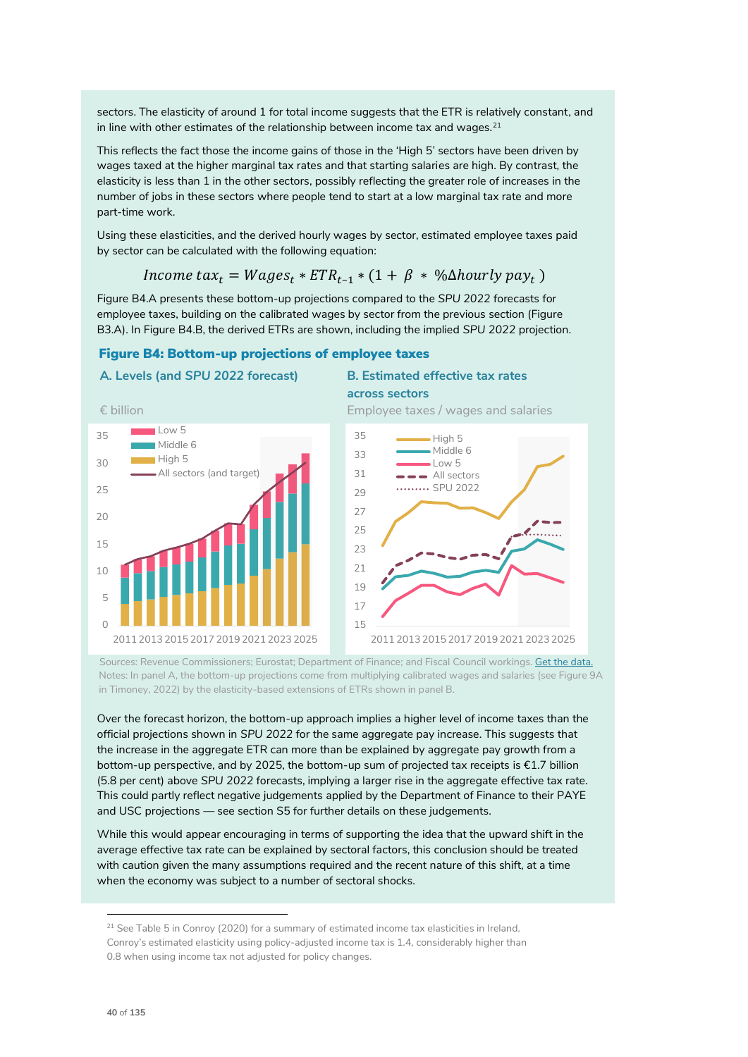sectors. The elasticity of around 1 for total income suggests that the ETR is relatively constant, and in line with other estimates of the relationship between income tax and wages.[21]

This reflects the fact those the income gains of those in the 'High 5' sectors have been driven by wages taxed at the higher marginal tax rates and that starting salaries are high. By contrast, the elasticity is less than 1 in the other sectors, possibly reflecting the greater role of increases in the number of jobs in these sectors where people tend to start at a low marginal tax rate and more part-time work.

Using these elasticities, and the derived hourly wages by sector, estimated employee taxes paid by sector can be calculated with the following equation:

$$Income\ tax_t = Wages_t * ETR_{t-1} * (1 + \beta \ * \ \%\Delta hourly\ pay_t\ )$$

Figure B4.A presents these bottom-up projections compared to the *SPU 2022* forecasts for employee taxes, building on the calibrated wages by sector from the previous section (Figure B3.A). In Figure B4.B, the derived ETRs are shown, including the implied *SPU 2022* projection.

### Figure B4: Bottom-up projections of employee taxes

**A. Levels (and SPU 2022 forecast)**

€ billion

Low 5
Middle 6
High 5
All sectors (and target)

0 5 10 15 20 25 30 35

2011 2013 2015 2017 2019 2021 2023 2025

**B. Estimated effective tax rates across sectors**

Employee taxes / wages and salaries

High 5
Middle 6
Low 5
All sectors
SPU 2022

15 17 19 21 23 25 27 29 31 33 35

2011 2013 2015 2017 2019 2021 2023 2025

Sources: Revenue Commissioners; Eurostat; Department of Finance; and Fiscal Council workings. Get the data.
Notes: In panel A, the bottom-up projections come from multiplying calibrated wages and salaries (see Figure 9A in Timoney, 2022) by the elasticity-based extensions of ETRs shown in panel B.

Over the forecast horizon, the bottom-up approach implies a higher level of income taxes than the official projections shown in *SPU 2022* for the same aggregate pay increase. This suggests that the increase in the aggregate ETR can more than be explained by aggregate pay growth from a bottom-up perspective, and by 2025, the bottom-up sum of projected tax receipts is €1.7 billion (5.8 per cent) above *SPU 2022* forecasts, implying a larger rise in the aggregate effective tax rate. This could partly reflect negative judgements applied by the Department of Finance to their PAYE and USC projections — see section S5 for further details on these judgements.

While this would appear encouraging in terms of supporting the idea that the upward shift in the average effective tax rate can be explained by sectoral factors, this conclusion should be treated with caution given the many assumptions required and the recent nature of this shift, at a time when the economy was subject to a number of sectoral shocks.

[21] See Table 5 in Conroy (2020) for a summary of estimated income tax elasticities in Ireland. Conroy's estimated elasticity using policy-adjusted income tax is 1.4, considerably higher than 0.8 when using income tax not adjusted for policy changes.